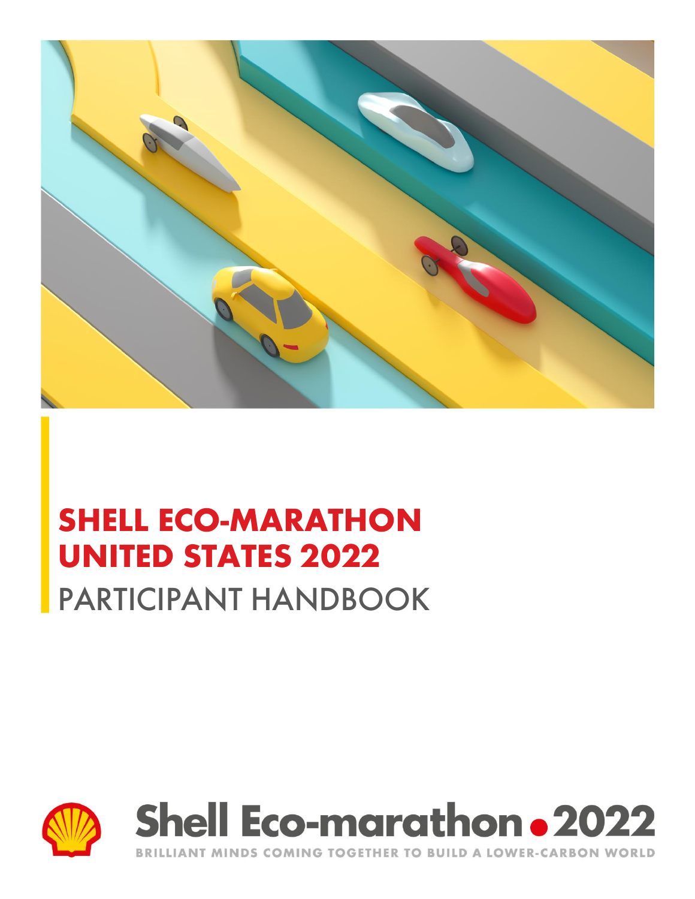# SHELL ECO-MARATHON UNITED STATES 2022

PARTICIPANT HANDBOOK

Shell Eco-marathon 2022

BRILLIANT MINDS COMING TOGETHER TO BUILD A LOWER-CARBON WORLD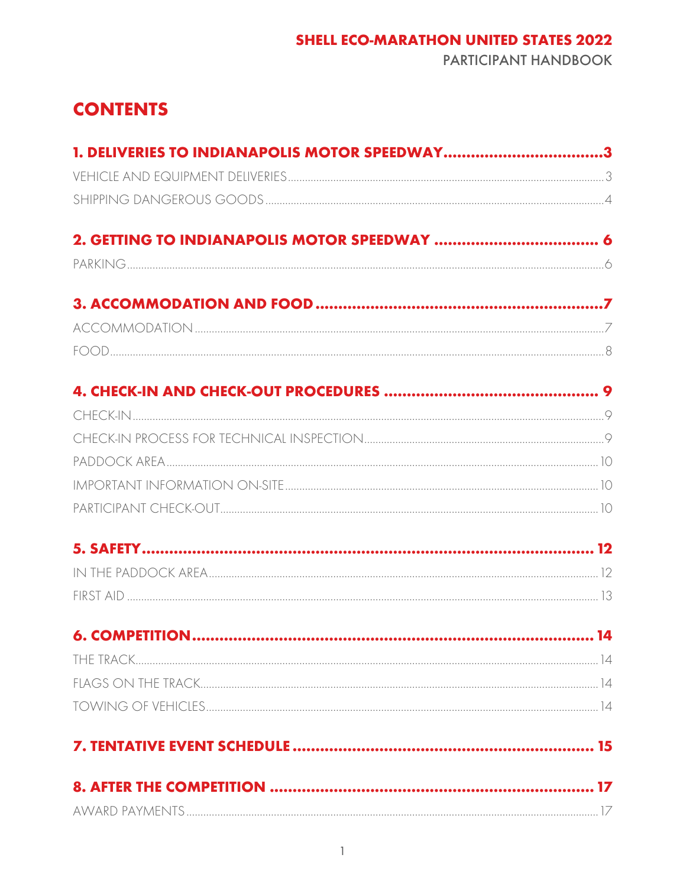# CONTENTS

**1. DELIVERIES TO INDIANAPOLIS MOTOR SPEEDWAY** .......... 3

VEHICLE AND EQUIPMENT DELIVERIES .......... 3

SHIPPING DANGEROUS GOODS .......... 4

**2. GETTING TO INDIANAPOLIS MOTOR SPEEDWAY** .......... 6

PARKING .......... 6

**3. ACCOMMODATION AND FOOD** .......... 7

ACCOMMODATION .......... 7

FOOD .......... 8

**4. CHECK-IN AND CHECK-OUT PROCEDURES** .......... 9

CHECK-IN .......... 9

CHECK-IN PROCESS FOR TECHNICAL INSPECTION .......... 9

PADDOCK AREA .......... 10

IMPORTANT INFORMATION ON-SITE .......... 10

PARTICIPANT CHECK-OUT .......... 10

**5. SAFETY** .......... 12

IN THE PADDOCK AREA .......... 12

FIRST AID .......... 13

**6. COMPETITION** .......... 14

THE TRACK .......... 14

FLAGS ON THE TRACK .......... 14

TOWING OF VEHICLES .......... 14

**7. TENTATIVE EVENT SCHEDULE** .......... 15

**8. AFTER THE COMPETITION** .......... 17

AWARD PAYMENTS .......... 17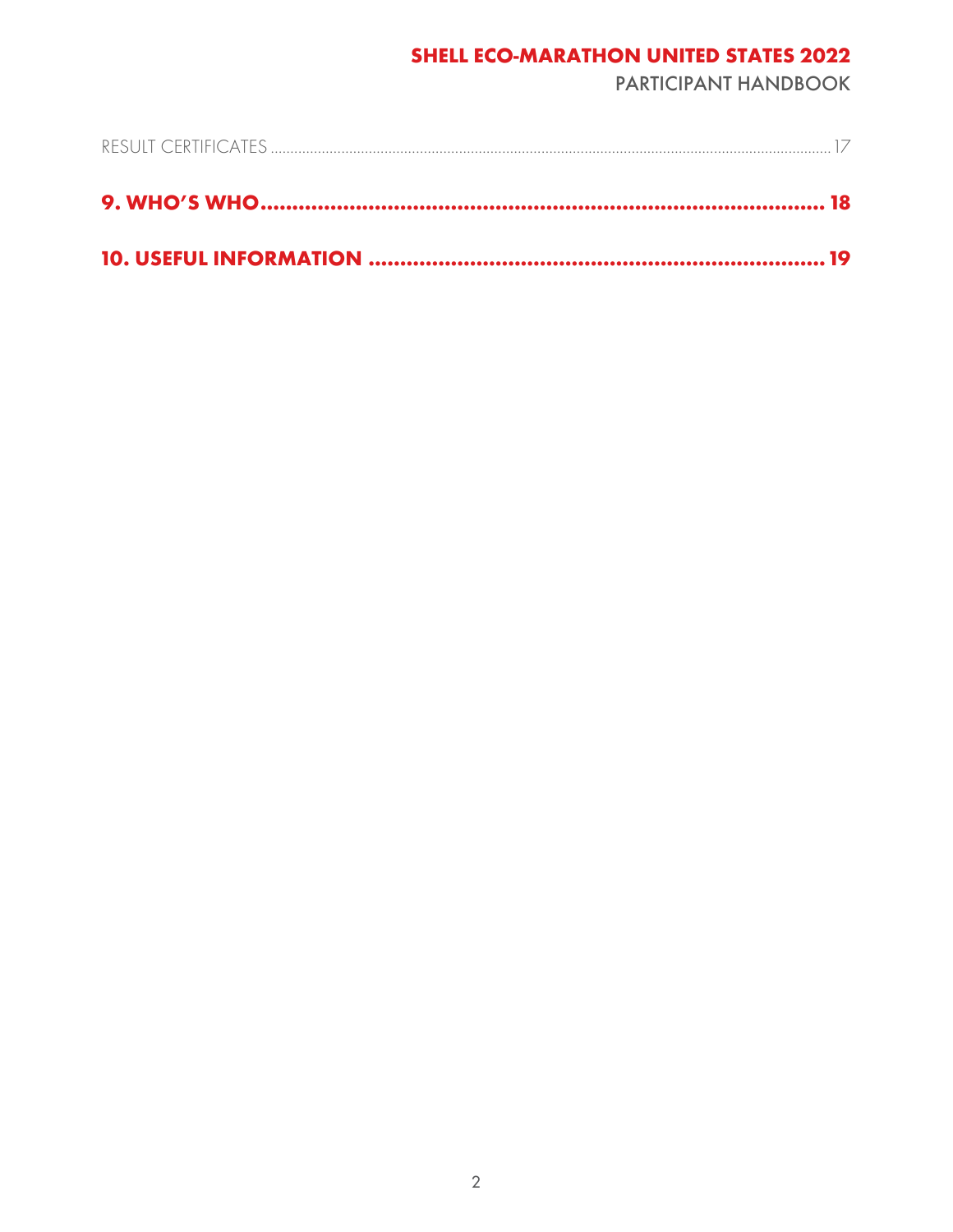RESULT CERTIFICATES ........................................................................................................................................ 17

**9. WHO'S WHO ......................................................................................... 18**

**10. USEFUL INFORMATION ......................................................................... 19**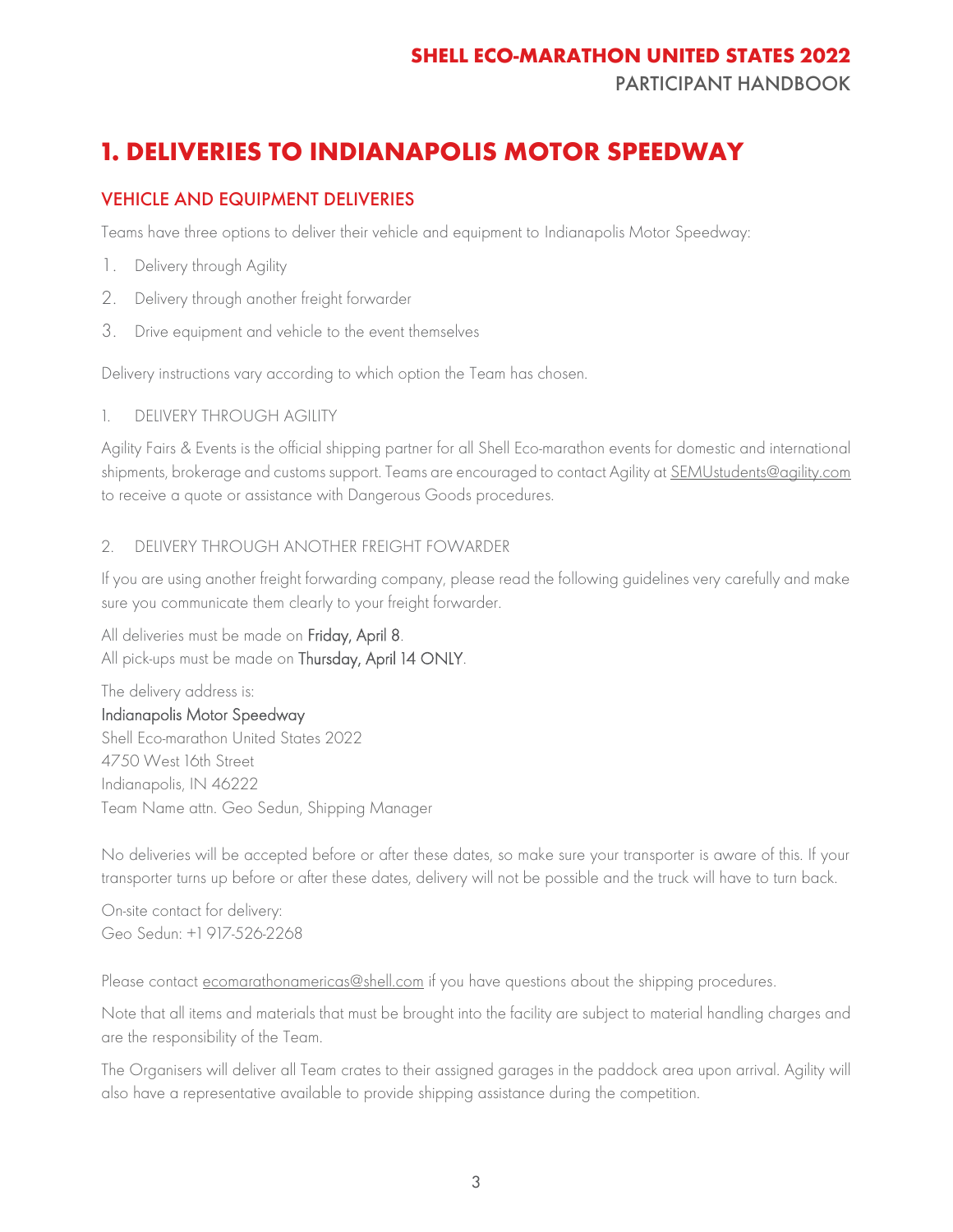# 1. DELIVERIES TO INDIANAPOLIS MOTOR SPEEDWAY

## VEHICLE AND EQUIPMENT DELIVERIES

Teams have three options to deliver their vehicle and equipment to Indianapolis Motor Speedway:

1. Delivery through Agility
2. Delivery through another freight forwarder
3. Drive equipment and vehicle to the event themselves

Delivery instructions vary according to which option the Team has chosen.

### 1. DELIVERY THROUGH AGILITY

Agility Fairs & Events is the official shipping partner for all Shell Eco-marathon events for domestic and international shipments, brokerage and customs support. Teams are encouraged to contact Agility at SEMUstudents@agility.com to receive a quote or assistance with Dangerous Goods procedures.

### 2. DELIVERY THROUGH ANOTHER FREIGHT FOWARDER

If you are using another freight forwarding company, please read the following guidelines very carefully and make sure you communicate them clearly to your freight forwarder.

All deliveries must be made on **Friday, April 8**.
All pick-ups must be made on **Thursday, April 14 ONLY**.

The delivery address is:
**Indianapolis Motor Speedway**
Shell Eco-marathon United States 2022
4750 West 16th Street
Indianapolis, IN 46222
Team Name attn. Geo Sedun, Shipping Manager

No deliveries will be accepted before or after these dates, so make sure your transporter is aware of this. If your transporter turns up before or after these dates, delivery will not be possible and the truck will have to turn back.

On-site contact for delivery:
Geo Sedun: +1 917-526-2268

Please contact ecomarathonamericas@shell.com if you have questions about the shipping procedures.

Note that all items and materials that must be brought into the facility are subject to material handling charges and are the responsibility of the Team.

The Organisers will deliver all Team crates to their assigned garages in the paddock area upon arrival. Agility will also have a representative available to provide shipping assistance during the competition.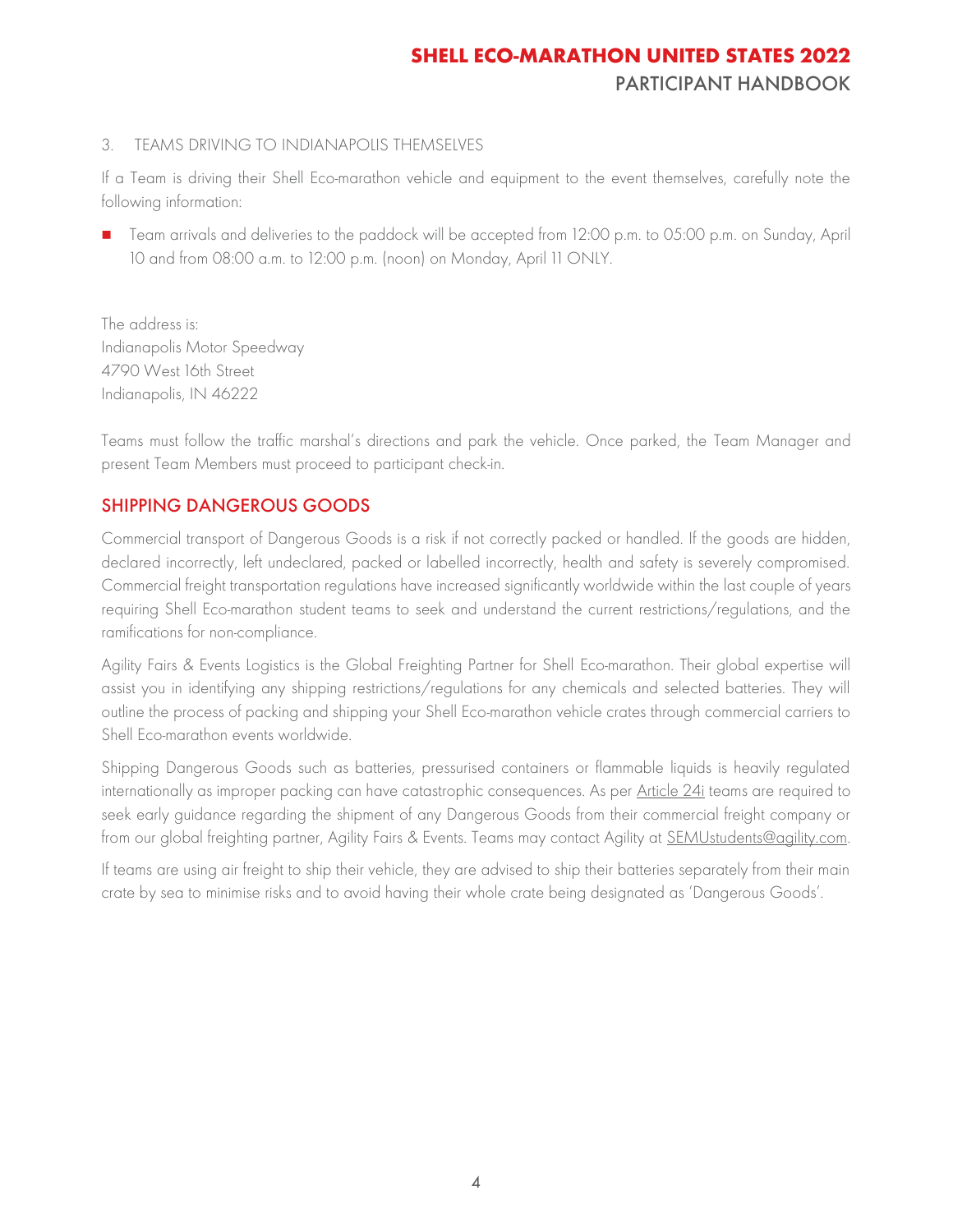3. TEAMS DRIVING TO INDIANAPOLIS THEMSELVES

If a Team is driving their Shell Eco-marathon vehicle and equipment to the event themselves, carefully note the following information:

- Team arrivals and deliveries to the paddock will be accepted from 12:00 p.m. to 05:00 p.m. on Sunday, April 10 and from 08:00 a.m. to 12:00 p.m. (noon) on Monday, April 11 ONLY.

The address is:
Indianapolis Motor Speedway
4790 West 16th Street
Indianapolis, IN 46222

Teams must follow the traffic marshal's directions and park the vehicle. Once parked, the Team Manager and present Team Members must proceed to participant check-in.

## SHIPPING DANGEROUS GOODS

Commercial transport of Dangerous Goods is a risk if not correctly packed or handled. If the goods are hidden, declared incorrectly, left undeclared, packed or labelled incorrectly, health and safety is severely compromised. Commercial freight transportation regulations have increased significantly worldwide within the last couple of years requiring Shell Eco-marathon student teams to seek and understand the current restrictions/regulations, and the ramifications for non-compliance.

Agility Fairs & Events Logistics is the Global Freighting Partner for Shell Eco-marathon. Their global expertise will assist you in identifying any shipping restrictions/regulations for any chemicals and selected batteries. They will outline the process of packing and shipping your Shell Eco-marathon vehicle crates through commercial carriers to Shell Eco-marathon events worldwide.

Shipping Dangerous Goods such as batteries, pressurised containers or flammable liquids is heavily regulated internationally as improper packing can have catastrophic consequences. As per Article 24i teams are required to seek early guidance regarding the shipment of any Dangerous Goods from their commercial freight company or from our global freighting partner, Agility Fairs & Events. Teams may contact Agility at SEMUstudents@agility.com.

If teams are using air freight to ship their vehicle, they are advised to ship their batteries separately from their main crate by sea to minimise risks and to avoid having their whole crate being designated as 'Dangerous Goods'.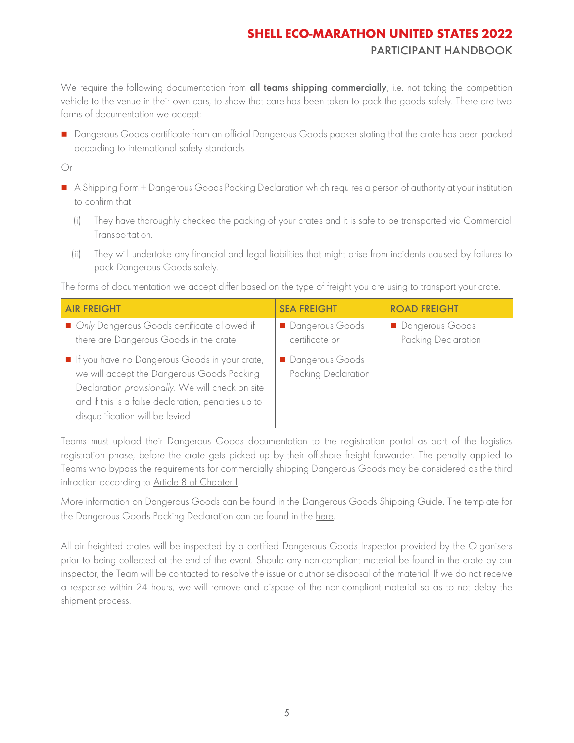We require the following documentation from **all teams shipping commercially**, i.e. not taking the competition vehicle to the venue in their own cars, to show that care has been taken to pack the goods safely. There are two forms of documentation we accept:

- Dangerous Goods certificate from an official Dangerous Goods packer stating that the crate has been packed according to international safety standards.

Or

- A Shipping Form + Dangerous Goods Packing Declaration which requires a person of authority at your institution to confirm that
  - (i) They have thoroughly checked the packing of your crates and it is safe to be transported via Commercial Transportation.
  - (ii) They will undertake any financial and legal liabilities that might arise from incidents caused by failures to pack Dangerous Goods safely.

The forms of documentation we accept differ based on the type of freight you are using to transport your crate.

| AIR FREIGHT | SEA FREIGHT | ROAD FREIGHT |
| --- | --- | --- |
| - *Only* Dangerous Goods certificate allowed if there are Dangerous Goods in the crate<br>- If you have no Dangerous Goods in your crate, we will accept the Dangerous Goods Packing Declaration *provisionally*. We will check on site and if this is a false declaration, penalties up to disqualification will be levied. | - Dangerous Goods certificate *or*<br>- Dangerous Goods Packing Declaration | - Dangerous Goods Packing Declaration |

Teams must upload their Dangerous Goods documentation to the registration portal as part of the logistics registration phase, before the crate gets picked up by their off-shore freight forwarder. The penalty applied to Teams who bypass the requirements for commercially shipping Dangerous Goods may be considered as the third infraction according to Article 8 of Chapter I.

More information on Dangerous Goods can be found in the Dangerous Goods Shipping Guide. The template for the Dangerous Goods Packing Declaration can be found in the here.

All air freighted crates will be inspected by a certified Dangerous Goods Inspector provided by the Organisers prior to being collected at the end of the event. Should any non-compliant material be found in the crate by our inspector, the Team will be contacted to resolve the issue or authorise disposal of the material. If we do not receive a response within 24 hours, we will remove and dispose of the non-compliant material so as to not delay the shipment process.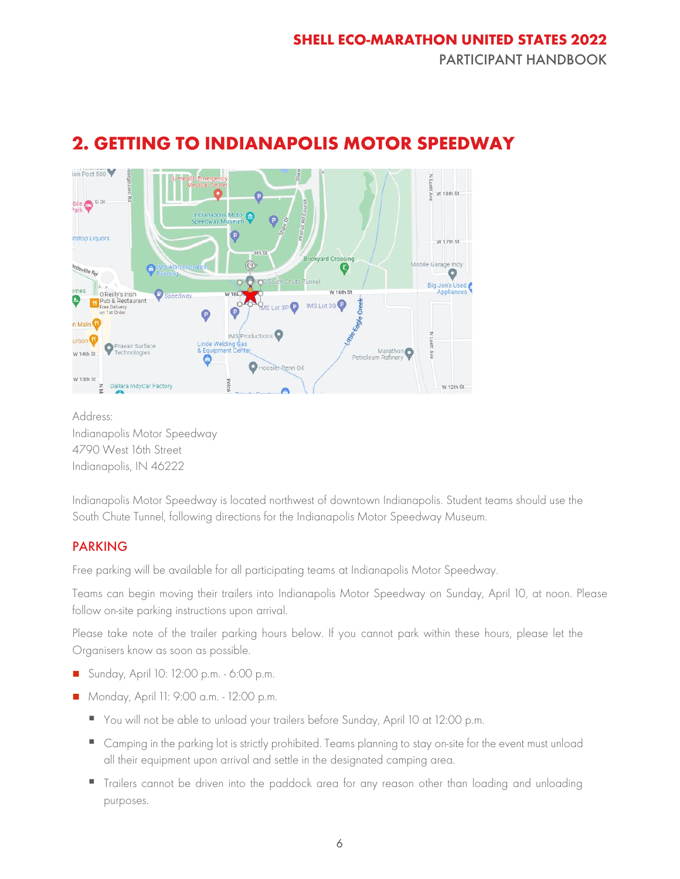## 2. GETTING TO INDIANAPOLIS MOTOR SPEEDWAY

Address:
Indianapolis Motor Speedway
4790 West 16th Street
Indianapolis, IN 46222

Indianapolis Motor Speedway is located northwest of downtown Indianapolis. Student teams should use the South Chute Tunnel, following directions for the Indianapolis Motor Speedway Museum.

### PARKING

Free parking will be available for all participating teams at Indianapolis Motor Speedway.

Teams can begin moving their trailers into Indianapolis Motor Speedway on Sunday, April 10, at noon. Please follow on-site parking instructions upon arrival.

Please take note of the trailer parking hours below. If you cannot park within these hours, please let the Organisers know as soon as possible.

- Sunday, April 10: 12:00 p.m. - 6:00 p.m.
- Monday, April 11: 9:00 a.m. - 12:00 p.m.
  - You will not be able to unload your trailers before Sunday, April 10 at 12:00 p.m.
  - Camping in the parking lot is strictly prohibited. Teams planning to stay on-site for the event must unload all their equipment upon arrival and settle in the designated camping area.
  - Trailers cannot be driven into the paddock area for any reason other than loading and unloading purposes.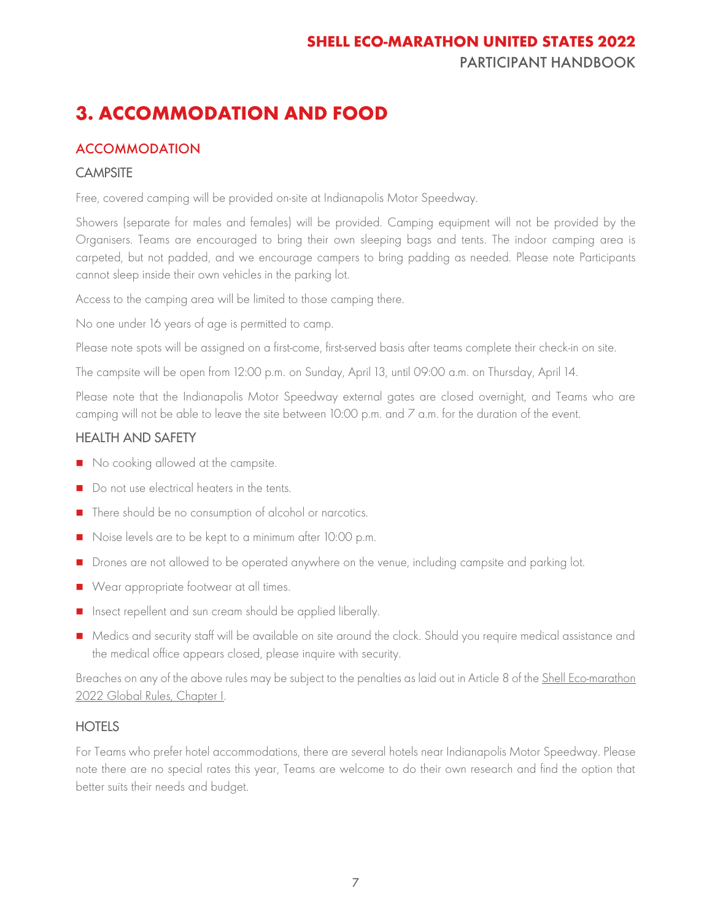# 3. ACCOMMODATION AND FOOD

## ACCOMMODATION

### CAMPSITE

Free, covered camping will be provided on-site at Indianapolis Motor Speedway.

Showers (separate for males and females) will be provided. Camping equipment will not be provided by the Organisers. Teams are encouraged to bring their own sleeping bags and tents. The indoor camping area is carpeted, but not padded, and we encourage campers to bring padding as needed. Please note Participants cannot sleep inside their own vehicles in the parking lot.

Access to the camping area will be limited to those camping there.

No one under 16 years of age is permitted to camp.

Please note spots will be assigned on a first-come, first-served basis after teams complete their check-in on site.

The campsite will be open from 12:00 p.m. on Sunday, April 13, until 09:00 a.m. on Thursday, April 14.

Please note that the Indianapolis Motor Speedway external gates are closed overnight, and Teams who are camping will not be able to leave the site between 10:00 p.m. and 7 a.m. for the duration of the event.

### HEALTH AND SAFETY

- No cooking allowed at the campsite.
- Do not use electrical heaters in the tents.
- There should be no consumption of alcohol or narcotics.
- Noise levels are to be kept to a minimum after 10:00 p.m.
- Drones are not allowed to be operated anywhere on the venue, including campsite and parking lot.
- Wear appropriate footwear at all times.
- Insect repellent and sun cream should be applied liberally.
- Medics and security staff will be available on site around the clock. Should you require medical assistance and the medical office appears closed, please inquire with security.

Breaches on any of the above rules may be subject to the penalties as laid out in Article 8 of the Shell Eco-marathon 2022 Global Rules, Chapter I.

### HOTELS

For Teams who prefer hotel accommodations, there are several hotels near Indianapolis Motor Speedway. Please note there are no special rates this year, Teams are welcome to do their own research and find the option that better suits their needs and budget.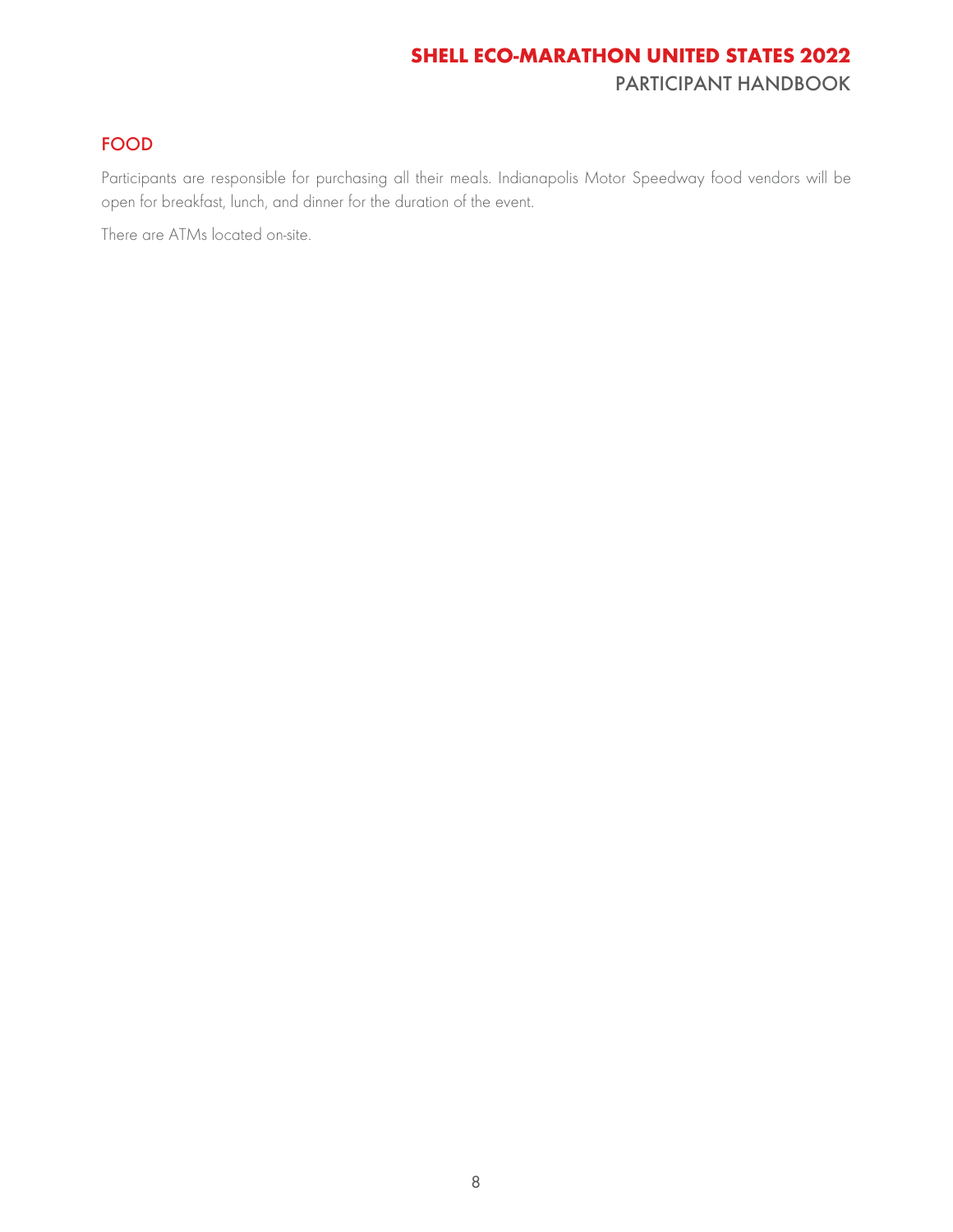## FOOD

Participants are responsible for purchasing all their meals. Indianapolis Motor Speedway food vendors will be open for breakfast, lunch, and dinner for the duration of the event.

There are ATMs located on-site.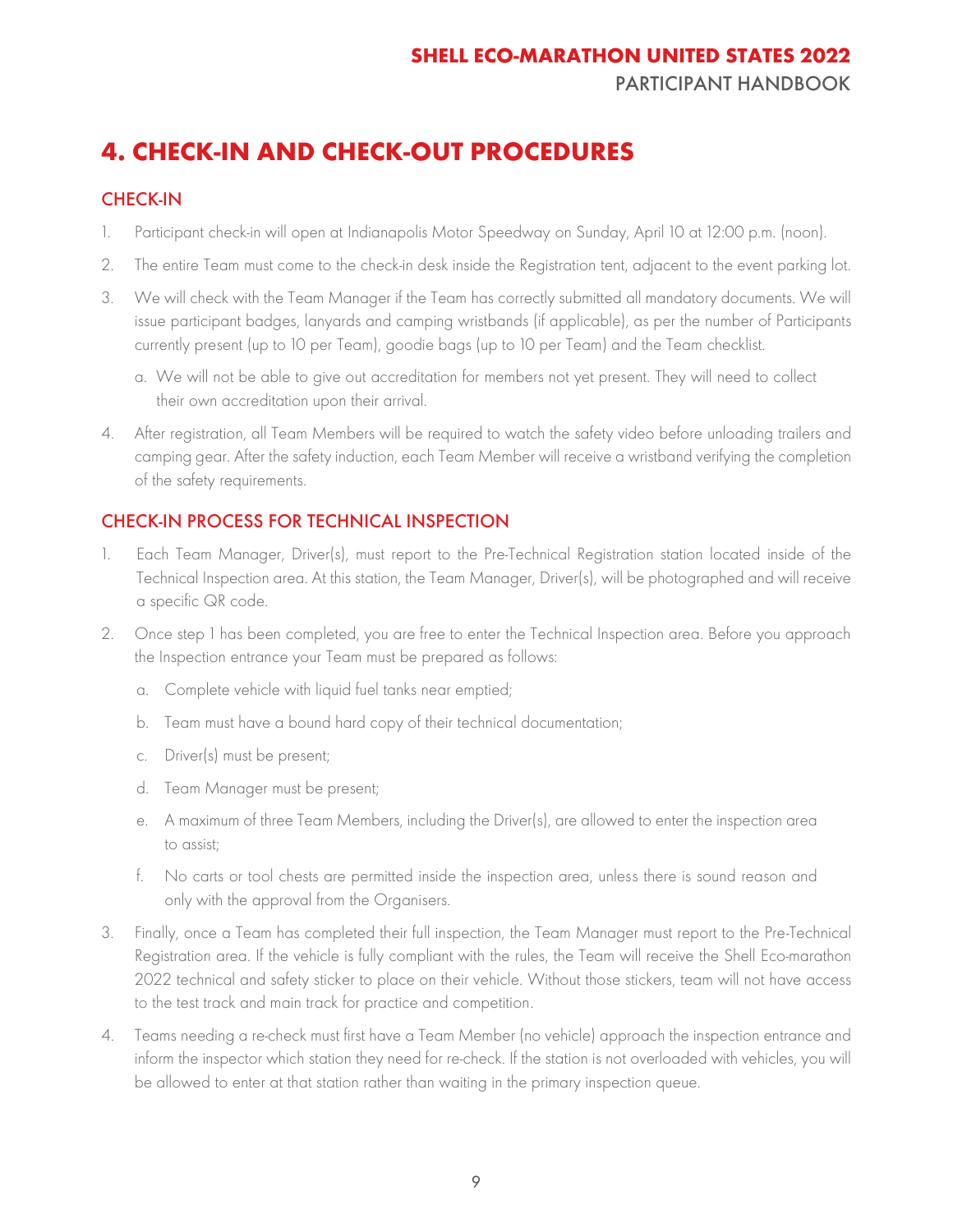# 4. CHECK-IN AND CHECK-OUT PROCEDURES

## CHECK-IN

1. Participant check-in will open at Indianapolis Motor Speedway on Sunday, April 10 at 12:00 p.m. (noon).
2. The entire Team must come to the check-in desk inside the Registration tent, adjacent to the event parking lot.
3. We will check with the Team Manager if the Team has correctly submitted all mandatory documents. We will issue participant badges, lanyards and camping wristbands (if applicable), as per the number of Participants currently present (up to 10 per Team), goodie bags (up to 10 per Team) and the Team checklist.
   a. We will not be able to give out accreditation for members not yet present. They will need to collect their own accreditation upon their arrival.
4. After registration, all Team Members will be required to watch the safety video before unloading trailers and camping gear. After the safety induction, each Team Member will receive a wristband verifying the completion of the safety requirements.

## CHECK-IN PROCESS FOR TECHNICAL INSPECTION

1. Each Team Manager, Driver(s), must report to the Pre-Technical Registration station located inside of the Technical Inspection area. At this station, the Team Manager, Driver(s), will be photographed and will receive a specific QR code.
2. Once step 1 has been completed, you are free to enter the Technical Inspection area. Before you approach the Inspection entrance your Team must be prepared as follows:
   a. Complete vehicle with liquid fuel tanks near emptied;
   b. Team must have a bound hard copy of their technical documentation;
   c. Driver(s) must be present;
   d. Team Manager must be present;
   e. A maximum of three Team Members, including the Driver(s), are allowed to enter the inspection area to assist;
   f. No carts or tool chests are permitted inside the inspection area, unless there is sound reason and only with the approval from the Organisers.
3. Finally, once a Team has completed their full inspection, the Team Manager must report to the Pre-Technical Registration area. If the vehicle is fully compliant with the rules, the Team will receive the Shell Eco-marathon 2022 technical and safety sticker to place on their vehicle. Without those stickers, team will not have access to the test track and main track for practice and competition.
4. Teams needing a re-check must first have a Team Member (no vehicle) approach the inspection entrance and inform the inspector which station they need for re-check. If the station is not overloaded with vehicles, you will be allowed to enter at that station rather than waiting in the primary inspection queue.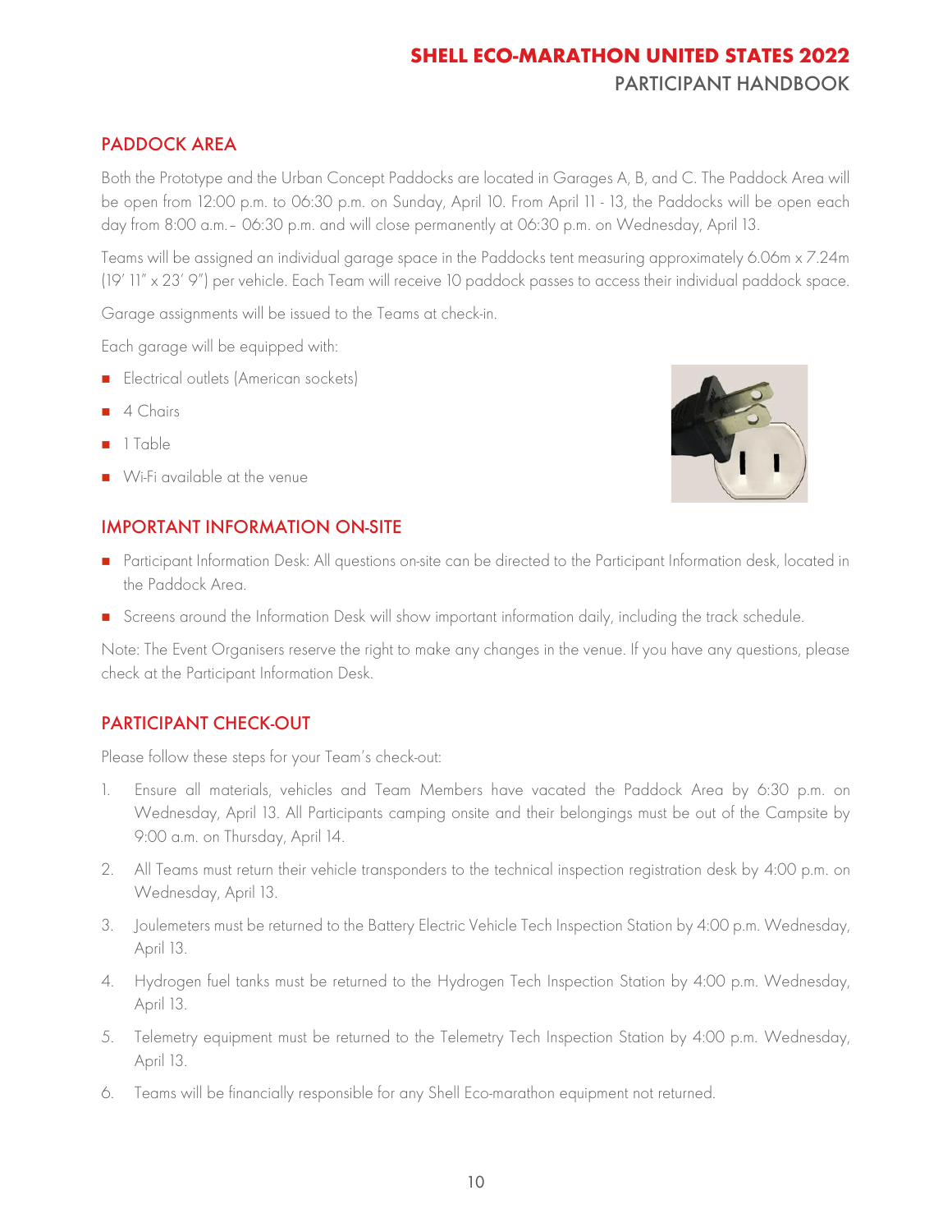## PADDOCK AREA

Both the Prototype and the Urban Concept Paddocks are located in Garages A, B, and C. The Paddock Area will be open from 12:00 p.m. to 06:30 p.m. on Sunday, April 10. From April 11 - 13, the Paddocks will be open each day from 8:00 a.m.– 06:30 p.m. and will close permanently at 06:30 p.m. on Wednesday, April 13.

Teams will be assigned an individual garage space in the Paddocks tent measuring approximately 6.06m x 7.24m (19' 11" x 23' 9") per vehicle. Each Team will receive 10 paddock passes to access their individual paddock space.

Garage assignments will be issued to the Teams at check-in.

Each garage will be equipped with:

- Electrical outlets (American sockets)
- 4 Chairs
- 1 Table
- Wi-Fi available at the venue

## IMPORTANT INFORMATION ON-SITE

- Participant Information Desk: All questions on-site can be directed to the Participant Information desk, located in the Paddock Area.
- Screens around the Information Desk will show important information daily, including the track schedule.

Note: The Event Organisers reserve the right to make any changes in the venue. If you have any questions, please check at the Participant Information Desk.

## PARTICIPANT CHECK-OUT

Please follow these steps for your Team's check-out:

1. Ensure all materials, vehicles and Team Members have vacated the Paddock Area by 6:30 p.m. on Wednesday, April 13. All Participants camping onsite and their belongings must be out of the Campsite by 9:00 a.m. on Thursday, April 14.
2. All Teams must return their vehicle transponders to the technical inspection registration desk by 4:00 p.m. on Wednesday, April 13.
3. Joulemeters must be returned to the Battery Electric Vehicle Tech Inspection Station by 4:00 p.m. Wednesday, April 13.
4. Hydrogen fuel tanks must be returned to the Hydrogen Tech Inspection Station by 4:00 p.m. Wednesday, April 13.
5. Telemetry equipment must be returned to the Telemetry Tech Inspection Station by 4:00 p.m. Wednesday, April 13.
6. Teams will be financially responsible for any Shell Eco-marathon equipment not returned.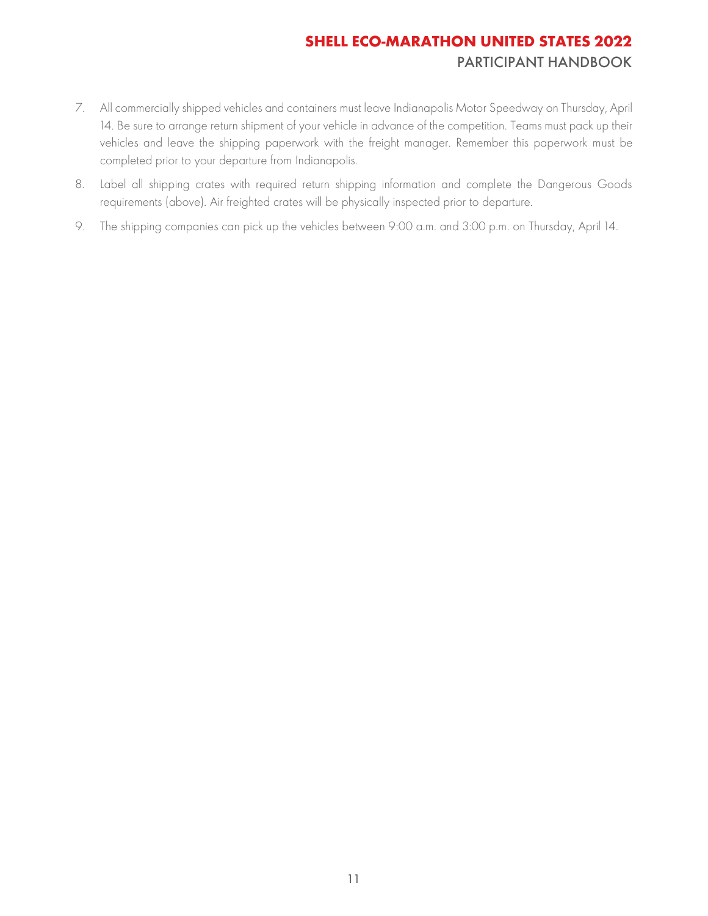7. All commercially shipped vehicles and containers must leave Indianapolis Motor Speedway on Thursday, April 14. Be sure to arrange return shipment of your vehicle in advance of the competition. Teams must pack up their vehicles and leave the shipping paperwork with the freight manager. Remember this paperwork must be completed prior to your departure from Indianapolis.
8. Label all shipping crates with required return shipping information and complete the Dangerous Goods requirements (above). Air freighted crates will be physically inspected prior to departure.
9. The shipping companies can pick up the vehicles between 9:00 a.m. and 3:00 p.m. on Thursday, April 14.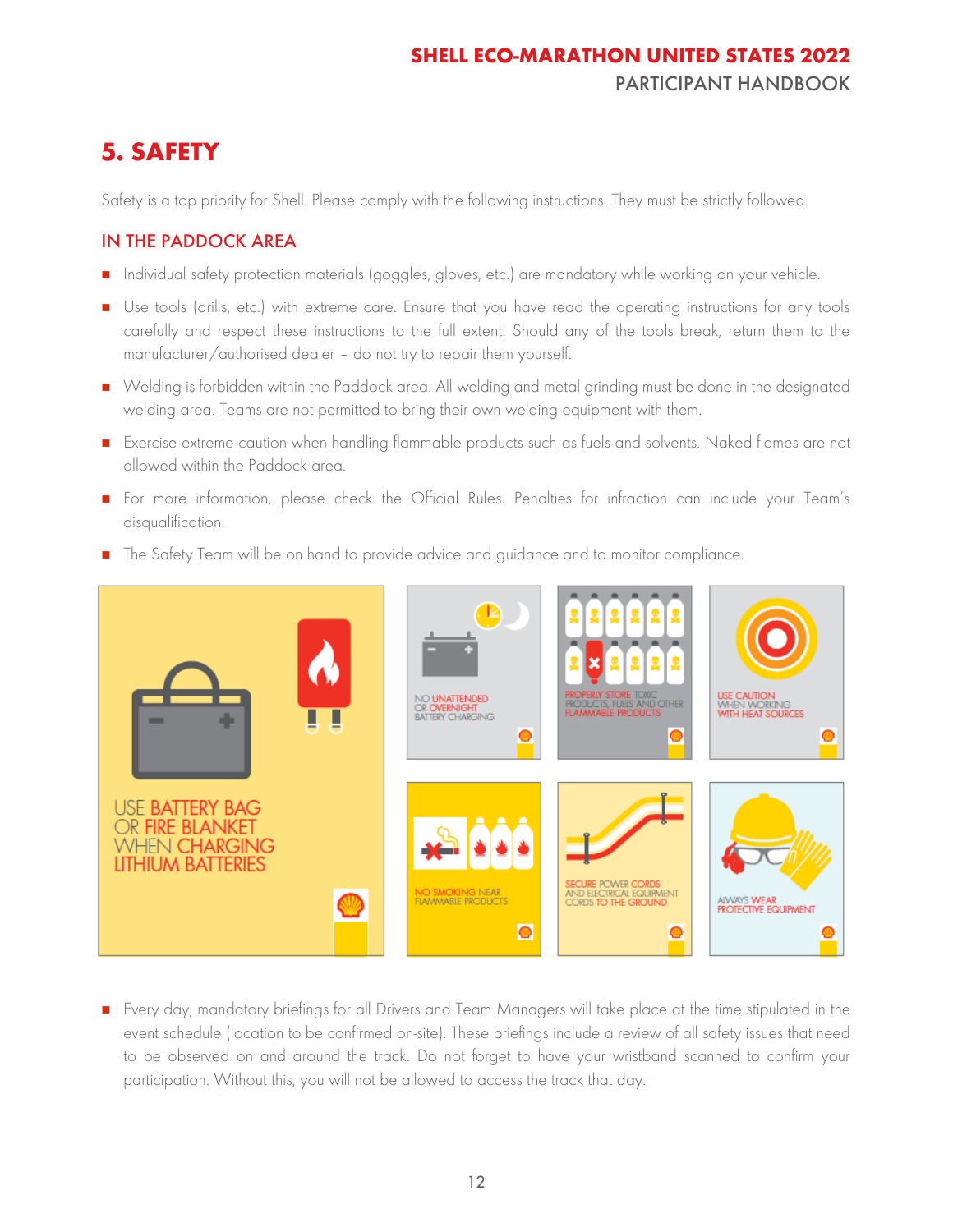# 5. SAFETY

Safety is a top priority for Shell. Please comply with the following instructions. They must be strictly followed.

## IN THE PADDOCK AREA

- Individual safety protection materials (goggles, gloves, etc.) are mandatory while working on your vehicle.
- Use tools (drills, etc.) with extreme care. Ensure that you have read the operating instructions for any tools carefully and respect these instructions to the full extent. Should any of the tools break, return them to the manufacturer/authorised dealer – do not try to repair them yourself.
- Welding is forbidden within the Paddock area. All welding and metal grinding must be done in the designated welding area. Teams are not permitted to bring their own welding equipment with them.
- Exercise extreme caution when handling flammable products such as fuels and solvents. Naked flames are not allowed within the Paddock area.
- For more information, please check the Official Rules. Penalties for infraction can include your Team's disqualification.
- The Safety Team will be on hand to provide advice and guidance and to monitor compliance.

USE BATTERY BAG OR FIRE BLANKET WHEN CHARGING LITHIUM BATTERIES

NO UNATTENDED OR OVERNIGHT BATTERY CHARGING

PROPERLY STORE TOXIC PRODUCTS, FUELS AND OTHER FLAMMABLE PRODUCTS

USE CAUTION WHEN WORKING WITH HEAT SOURCES

NO SMOKING NEAR FLAMMABLE PRODUCTS

SECURE POWER CORDS AND ELECTRICAL EQUIPMENT CORDS TO THE GROUND

ALWAYS WEAR PROTECTIVE EQUIPMENT

- Every day, mandatory briefings for all Drivers and Team Managers will take place at the time stipulated in the event schedule (location to be confirmed on-site). These briefings include a review of all safety issues that need to be observed on and around the track. Do not forget to have your wristband scanned to confirm your participation. Without this, you will not be allowed to access the track that day.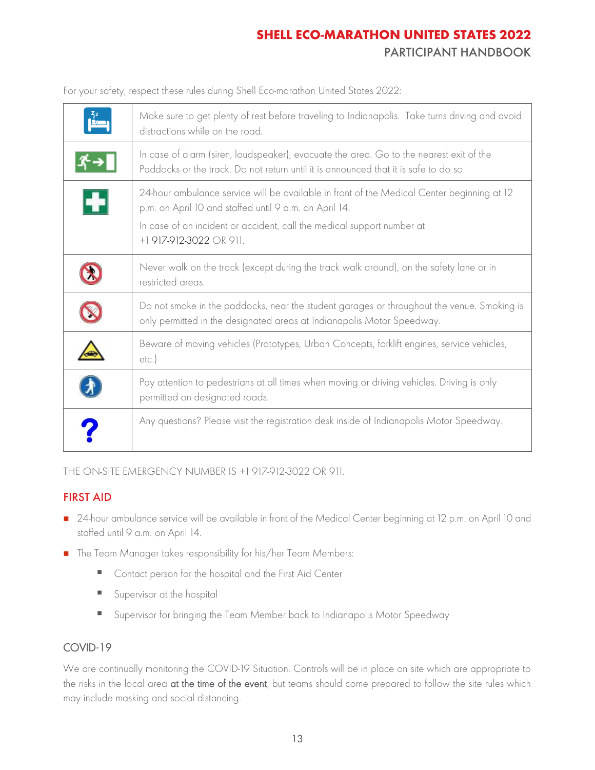For your safety, respect these rules during Shell Eco-marathon United States 2022:

| | |
|---|---|
| | Make sure to get plenty of rest before traveling to Indianapolis. Take turns driving and avoid distractions while on the road. |
| | In case of alarm (siren, loudspeaker), evacuate the area. Go to the nearest exit of the Paddocks or the track. Do not return until it is announced that it is safe to do so. |
| | 24-hour ambulance service will be available in front of the Medical Center beginning at 12 p.m. on April 10 and staffed until 9 a.m. on April 14.<br>In case of an incident or accident, call the medical support number at +1 917-912-3022 OR 911. |
| | Never walk on the track (except during the track walk around), on the safety lane or in restricted areas. |
| | Do not smoke in the paddocks, near the student garages or throughout the venue. Smoking is only permitted in the designated areas at Indianapolis Motor Speedway. |
| | Beware of moving vehicles (Prototypes, Urban Concepts, forklift engines, service vehicles, etc.) |
| | Pay attention to pedestrians at all times when moving or driving vehicles. Driving is only permitted on designated roads. |
| ? | Any questions? Please visit the registration desk inside of Indianapolis Motor Speedway. |

THE ON-SITE EMERGENCY NUMBER IS +1 917-912-3022 OR 911.

## FIRST AID

- 24-hour ambulance service will be available in front of the Medical Center beginning at 12 p.m. on April 10 and staffed until 9 a.m. on April 14.
- The Team Manager takes responsibility for his/her Team Members:
  - Contact person for the hospital and the First Aid Center
  - Supervisor at the hospital
  - Supervisor for bringing the Team Member back to Indianapolis Motor Speedway

## COVID-19

We are continually monitoring the COVID-19 Situation. Controls will be in place on site which are appropriate to the risks in the local area at the time of the event, but teams should come prepared to follow the site rules which may include masking and social distancing.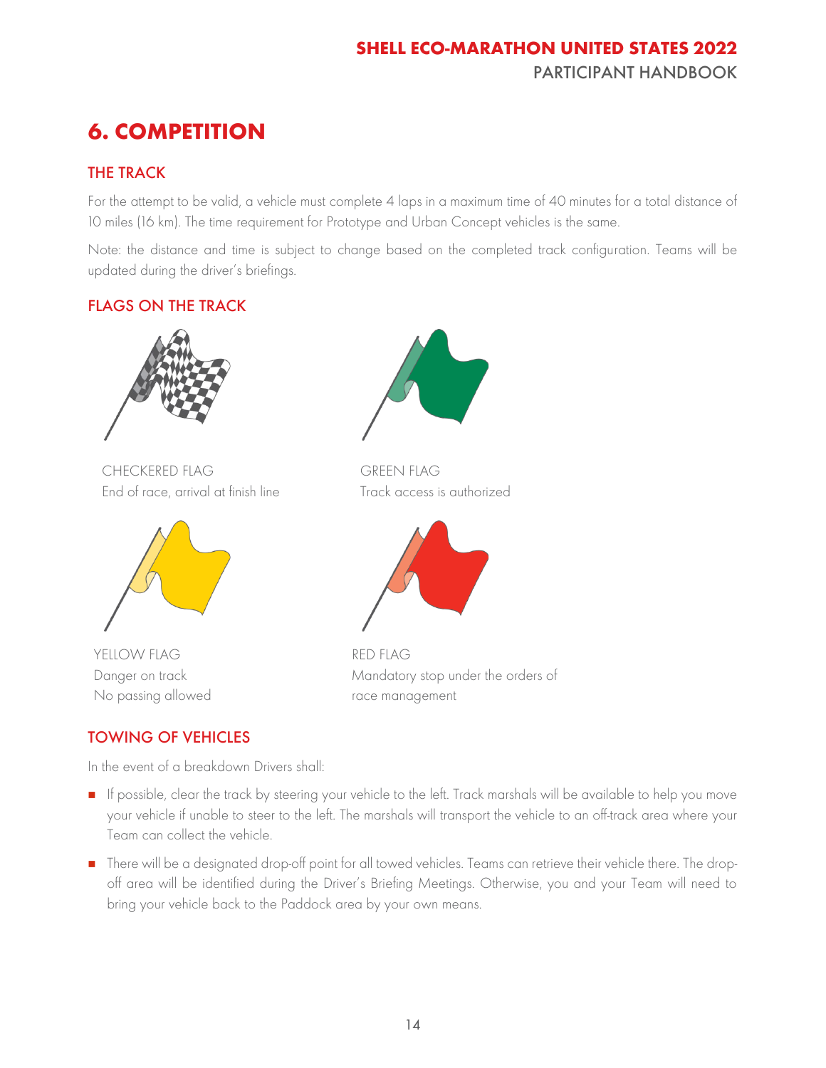# 6. COMPETITION

## THE TRACK

For the attempt to be valid, a vehicle must complete 4 laps in a maximum time of 40 minutes for a total distance of 10 miles (16 km). The time requirement for Prototype and Urban Concept vehicles is the same.

Note: the distance and time is subject to change based on the completed track configuration. Teams will be updated during the driver's briefings.

## FLAGS ON THE TRACK

CHECKERED FLAG
End of race, arrival at finish line

GREEN FLAG
Track access is authorized

YELLOW FLAG
Danger on track
No passing allowed

RED FLAG
Mandatory stop under the orders of race management

## TOWING OF VEHICLES

In the event of a breakdown Drivers shall:

- If possible, clear the track by steering your vehicle to the left. Track marshals will be available to help you move your vehicle if unable to steer to the left. The marshals will transport the vehicle to an off-track area where your Team can collect the vehicle.
- There will be a designated drop-off point for all towed vehicles. Teams can retrieve their vehicle there. The drop-off area will be identified during the Driver's Briefing Meetings. Otherwise, you and your Team will need to bring your vehicle back to the Paddock area by your own means.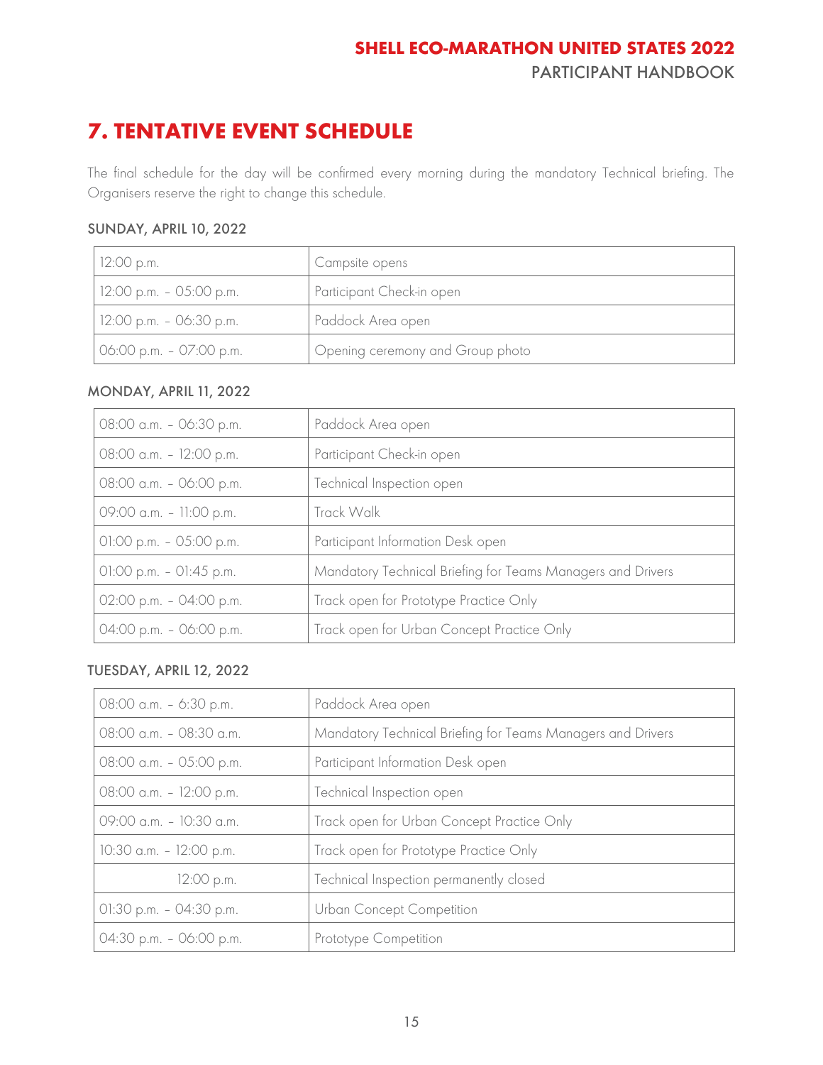# 7. TENTATIVE EVENT SCHEDULE

The final schedule for the day will be confirmed every morning during the mandatory Technical briefing. The Organisers reserve the right to change this schedule.

### SUNDAY, APRIL 10, 2022

| | |
|---|---|
| 12:00 p.m. | Campsite opens |
| 12:00 p.m. – 05:00 p.m. | Participant Check-in open |
| 12:00 p.m. – 06:30 p.m. | Paddock Area open |
| 06:00 p.m. – 07:00 p.m. | Opening ceremony and Group photo |

### MONDAY, APRIL 11, 2022

| | |
|---|---|
| 08:00 a.m. – 06:30 p.m. | Paddock Area open |
| 08:00 a.m. – 12:00 p.m. | Participant Check-in open |
| 08:00 a.m. – 06:00 p.m. | Technical Inspection open |
| 09:00 a.m. – 11:00 p.m. | Track Walk |
| 01:00 p.m. – 05:00 p.m. | Participant Information Desk open |
| 01:00 p.m. – 01:45 p.m. | Mandatory Technical Briefing for Teams Managers and Drivers |
| 02:00 p.m. – 04:00 p.m. | Track open for Prototype Practice Only |
| 04:00 p.m. – 06:00 p.m. | Track open for Urban Concept Practice Only |

### TUESDAY, APRIL 12, 2022

| | |
|---|---|
| 08:00 a.m. – 6:30 p.m. | Paddock Area open |
| 08:00 a.m. – 08:30 a.m. | Mandatory Technical Briefing for Teams Managers and Drivers |
| 08:00 a.m. – 05:00 p.m. | Participant Information Desk open |
| 08:00 a.m. – 12:00 p.m. | Technical Inspection open |
| 09:00 a.m. – 10:30 a.m. | Track open for Urban Concept Practice Only |
| 10:30 a.m. – 12:00 p.m. | Track open for Prototype Practice Only |
| 12:00 p.m. | Technical Inspection permanently closed |
| 01:30 p.m. – 04:30 p.m. | Urban Concept Competition |
| 04:30 p.m. – 06:00 p.m. | Prototype Competition |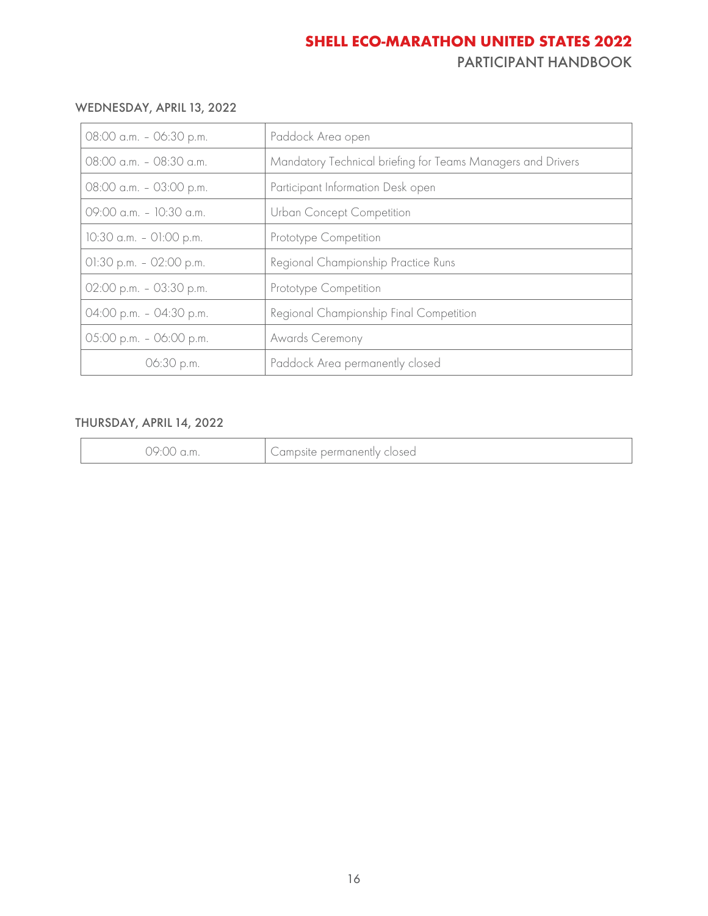### WEDNESDAY, APRIL 13, 2022

| | |
|---|---|
| 08:00 a.m. – 06:30 p.m. | Paddock Area open |
| 08:00 a.m. – 08:30 a.m. | Mandatory Technical briefing for Teams Managers and Drivers |
| 08:00 a.m. – 03:00 p.m. | Participant Information Desk open |
| 09:00 a.m. – 10:30 a.m. | Urban Concept Competition |
| 10:30 a.m. – 01:00 p.m. | Prototype Competition |
| 01:30 p.m. – 02:00 p.m. | Regional Championship Practice Runs |
| 02:00 p.m. – 03:30 p.m. | Prototype Competition |
| 04:00 p.m. – 04:30 p.m. | Regional Championship Final Competition |
| 05:00 p.m. – 06:00 p.m. | Awards Ceremony |
| 06:30 p.m. | Paddock Area permanently closed |

### THURSDAY, APRIL 14, 2022

| | |
|---|---|
| 09:00 a.m. | Campsite permanently closed |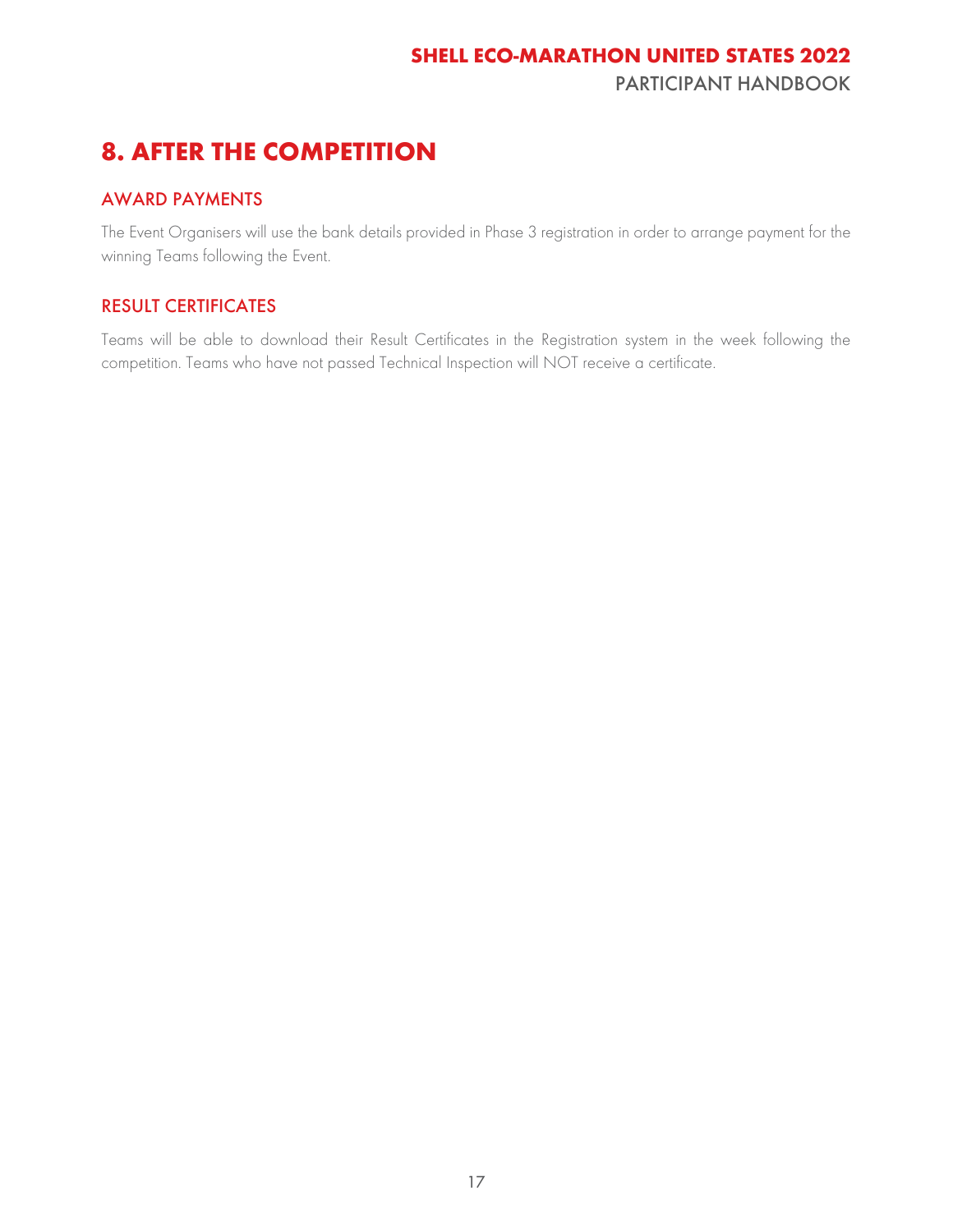# 8. AFTER THE COMPETITION

## AWARD PAYMENTS

The Event Organisers will use the bank details provided in Phase 3 registration in order to arrange payment for the winning Teams following the Event.

## RESULT CERTIFICATES

Teams will be able to download their Result Certificates in the Registration system in the week following the competition. Teams who have not passed Technical Inspection will NOT receive a certificate.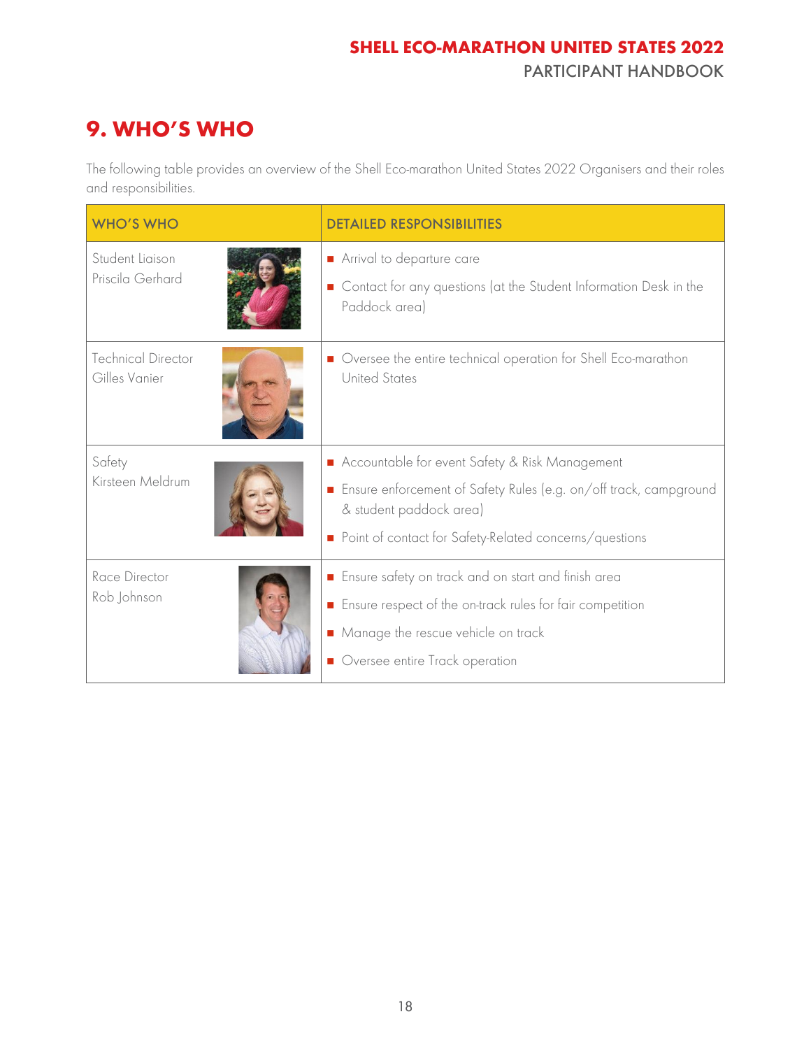# 9. WHO'S WHO

The following table provides an overview of the Shell Eco-marathon United States 2022 Organisers and their roles and responsibilities.

| WHO'S WHO | DETAILED RESPONSIBILITIES |
|---|---|
| Student Liaison<br>Priscila Gerhard | ■ Arrival to departure care<br>■ Contact for any questions (at the Student Information Desk in the Paddock area) |
| Technical Director<br>Gilles Vanier | ■ Oversee the entire technical operation for Shell Eco-marathon United States |
| Safety<br>Kirsteen Meldrum | ■ Accountable for event Safety & Risk Management<br>■ Ensure enforcement of Safety Rules (e.g. on/off track, campground & student paddock area)<br>■ Point of contact for Safety-Related concerns/questions |
| Race Director<br>Rob Johnson | ■ Ensure safety on track and on start and finish area<br>■ Ensure respect of the on-track rules for fair competition<br>■ Manage the rescue vehicle on track<br>■ Oversee entire Track operation |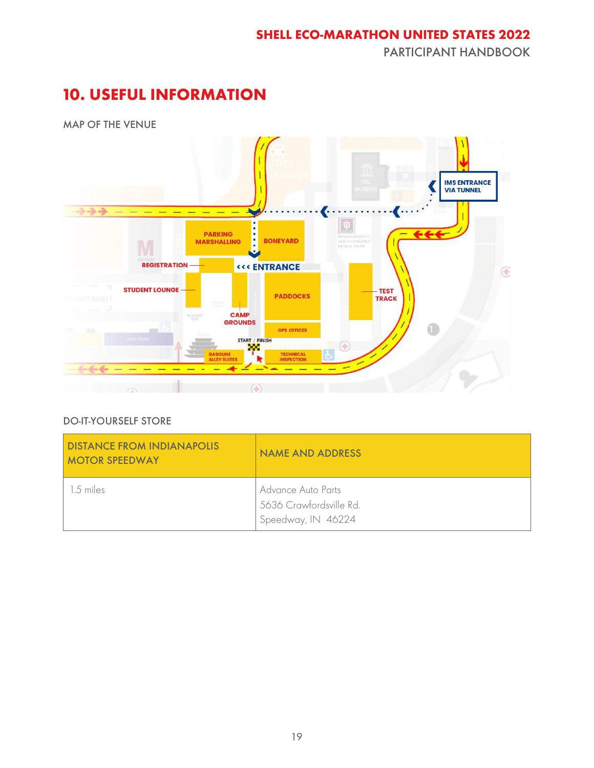# 10. USEFUL INFORMATION

MAP OF THE VENUE

IMS ENTRANCE VIA TUNNEL

PARKING MARSHALLING

BONEYARD

REGISTRATION

<<< ENTRANCE

STUDENT LOUNGE

PADDOCKS

TEST TRACK

CAMP GROUNDS

OPS OFFICES

START / FINISH

GASOLINE ALLEY SUITES

TECHNICAL INSPECTION

DO-IT-YOURSELF STORE

| DISTANCE FROM INDIANAPOLIS MOTOR SPEEDWAY | NAME AND ADDRESS |
|---|---|
| 1.5 miles | Advance Auto Parts<br>5636 Crawfordsville Rd.<br>Speedway, IN 46224 |